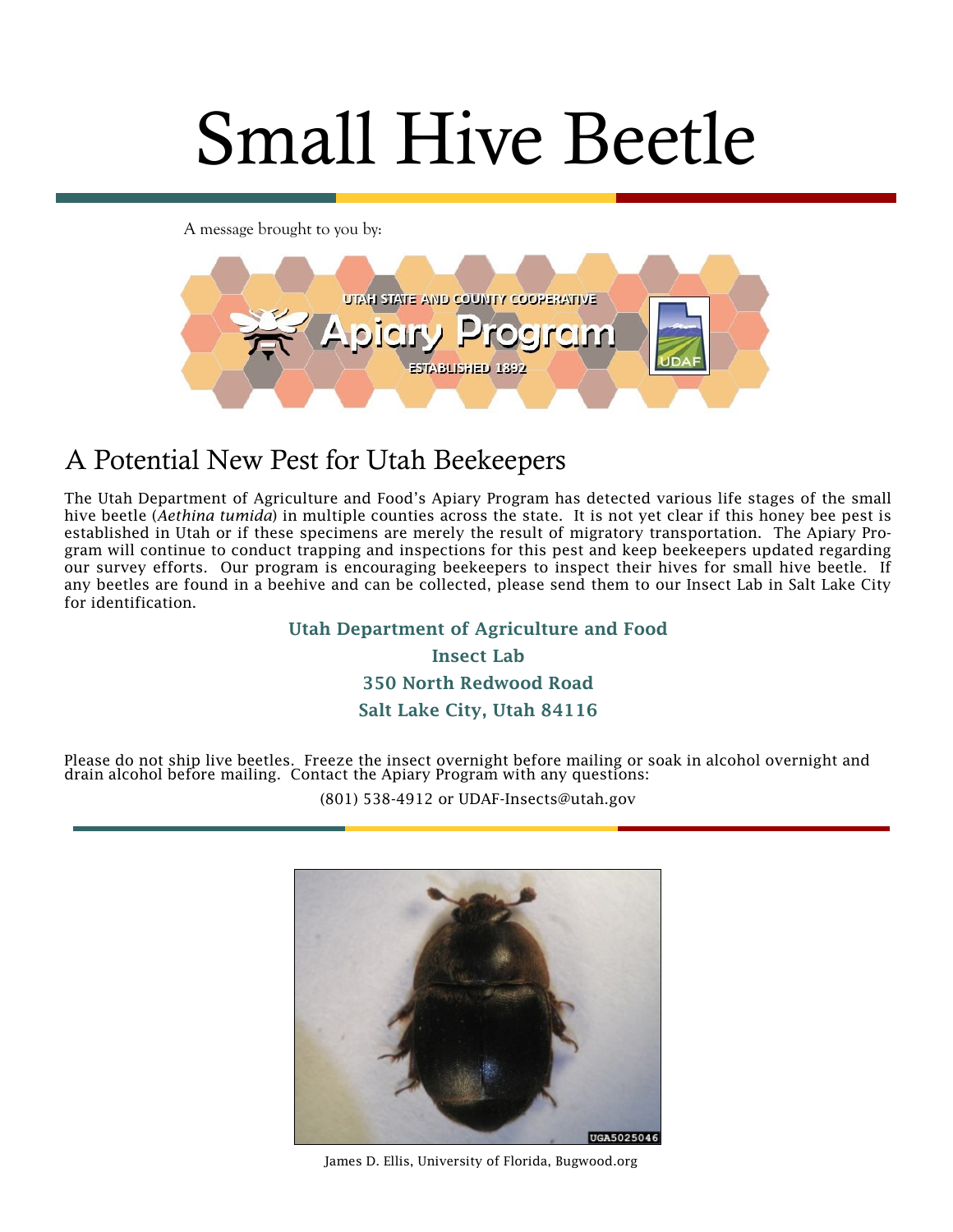# Small Hive Beetle

A message brought to you by:

UTAH STATE AND COUNTY COOPERATIVE

Apiary Program

ESTABLISHED 1892

UDAF

## A Potential New Pest for Utah Beekeepers

The Utah Department of Agriculture and Food's Apiary Program has detected various life stages of the small hive beetle (*Aethina tumida*) in multiple counties across the state. It is not yet clear if this honey bee pest is established in Utah or if these specimens are merely the result of migratory transportation. The Apiary Program will continue to conduct trapping and inspections for this pest and keep beekeepers updated regarding our survey efforts. Our program is encouraging beekeepers to inspect their hives for small hive beetle. If any beetles are found in a beehive and can be collected, please send them to our Insect Lab in Salt Lake City for identification.

**Utah Department of Agriculture and Food**

**Insect Lab**

**350 North Redwood Road**

**Salt Lake City, Utah 84116**

Please do not ship live beetles. Freeze the insect overnight before mailing or soak in alcohol overnight and drain alcohol before mailing. Contact the Apiary Program with any questions:

(801) 538-4912 or UDAF-Insects@utah.gov

UGA5025046

James D. Ellis, University of Florida, Bugwood.org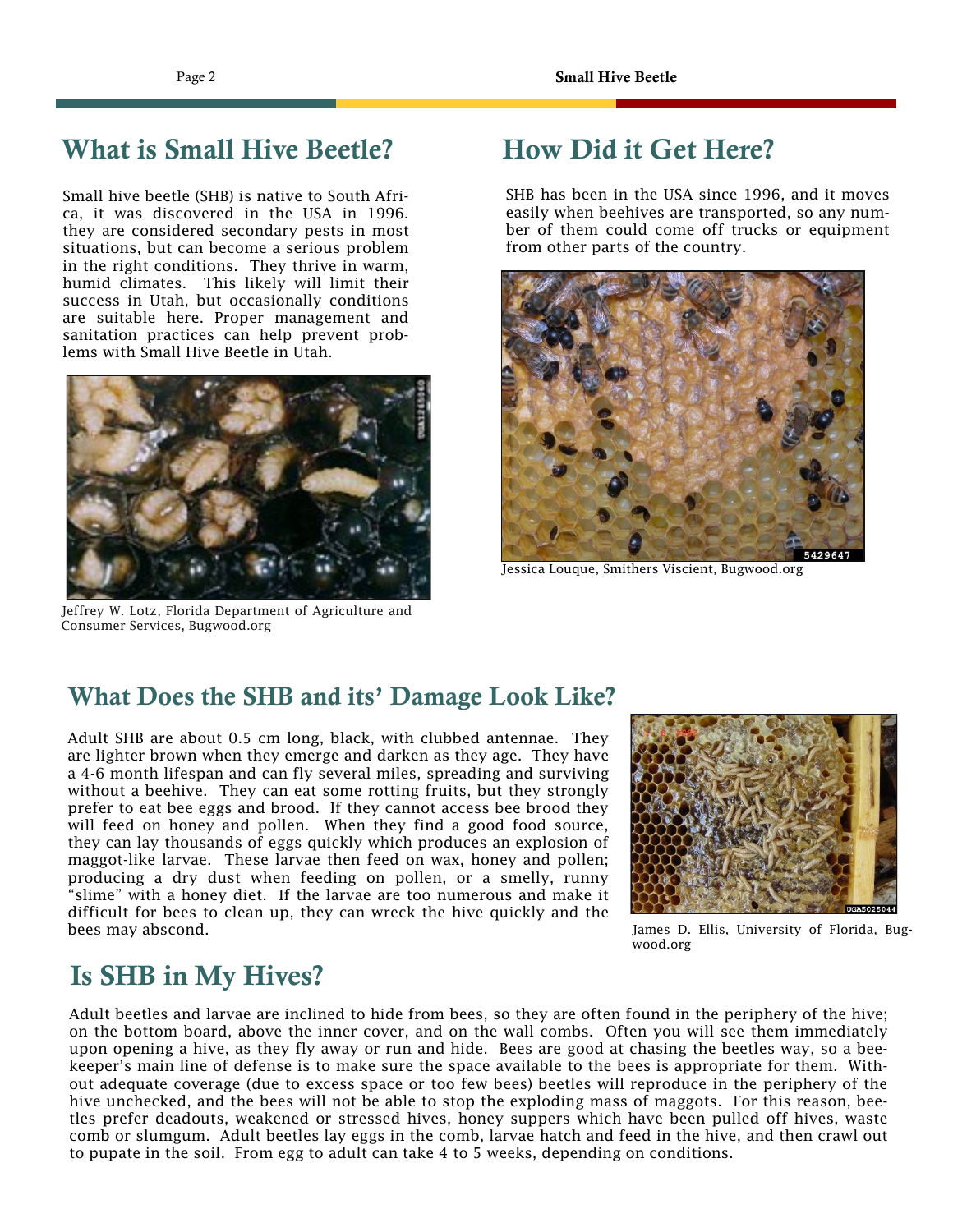## What is Small Hive Beetle?

Small hive beetle (SHB) is native to South Africa, it was discovered in the USA in 1996. they are considered secondary pests in most situations, but can become a serious problem in the right conditions. They thrive in warm, humid climates. This likely will limit their success in Utah, but occasionally conditions are suitable here. Proper management and sanitation practices can help prevent problems with Small Hive Beetle in Utah.

Jeffrey W. Lotz, Florida Department of Agriculture and Consumer Services, Bugwood.org

## How Did it Get Here?

SHB has been in the USA since 1996, and it moves easily when beehives are transported, so any number of them could come off trucks or equipment from other parts of the country.

Jessica Louque, Smithers Viscient, Bugwood.org

## What Does the SHB and its' Damage Look Like?

Adult SHB are about 0.5 cm long, black, with clubbed antennae. They are lighter brown when they emerge and darken as they age. They have a 4-6 month lifespan and can fly several miles, spreading and surviving without a beehive. They can eat some rotting fruits, but they strongly prefer to eat bee eggs and brood. If they cannot access bee brood they will feed on honey and pollen. When they find a good food source, they can lay thousands of eggs quickly which produces an explosion of maggot-like larvae. These larvae then feed on wax, honey and pollen; producing a dry dust when feeding on pollen, or a smelly, runny "slime" with a honey diet. If the larvae are too numerous and make it difficult for bees to clean up, they can wreck the hive quickly and the bees may abscond.

James D. Ellis, University of Florida, Bugwood.org

## Is SHB in My Hives?

Adult beetles and larvae are inclined to hide from bees, so they are often found in the periphery of the hive; on the bottom board, above the inner cover, and on the wall combs. Often you will see them immediately upon opening a hive, as they fly away or run and hide. Bees are good at chasing the beetles way, so a beekeeper's main line of defense is to make sure the space available to the bees is appropriate for them. Without adequate coverage (due to excess space or too few bees) beetles will reproduce in the periphery of the hive unchecked, and the bees will not be able to stop the exploding mass of maggots. For this reason, beetles prefer deadouts, weakened or stressed hives, honey suppers which have been pulled off hives, waste comb or slumgum. Adult beetles lay eggs in the comb, larvae hatch and feed in the hive, and then crawl out to pupate in the soil. From egg to adult can take 4 to 5 weeks, depending on conditions.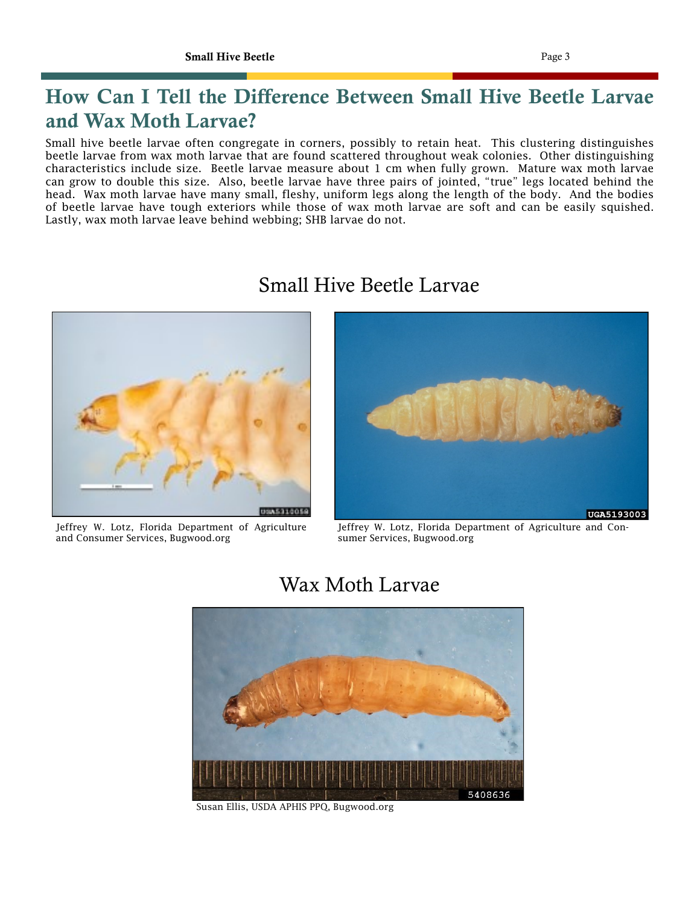## How Can I Tell the Difference Between Small Hive Beetle Larvae and Wax Moth Larvae?

Small hive beetle larvae often congregate in corners, possibly to retain heat. This clustering distinguishes beetle larvae from wax moth larvae that are found scattered throughout weak colonies. Other distinguishing characteristics include size. Beetle larvae measure about 1 cm when fully grown. Mature wax moth larvae can grow to double this size. Also, beetle larvae have three pairs of jointed, "true" legs located behind the head. Wax moth larvae have many small, fleshy, uniform legs along the length of the body. And the bodies of beetle larvae have tough exteriors while those of wax moth larvae are soft and can be easily squished. Lastly, wax moth larvae leave behind webbing; SHB larvae do not.

### Small Hive Beetle Larvae

Jeffrey W. Lotz, Florida Department of Agriculture and Consumer Services, Bugwood.org

Jeffrey W. Lotz, Florida Department of Agriculture and Consumer Services, Bugwood.org

### Wax Moth Larvae

Susan Ellis, USDA APHIS PPQ, Bugwood.org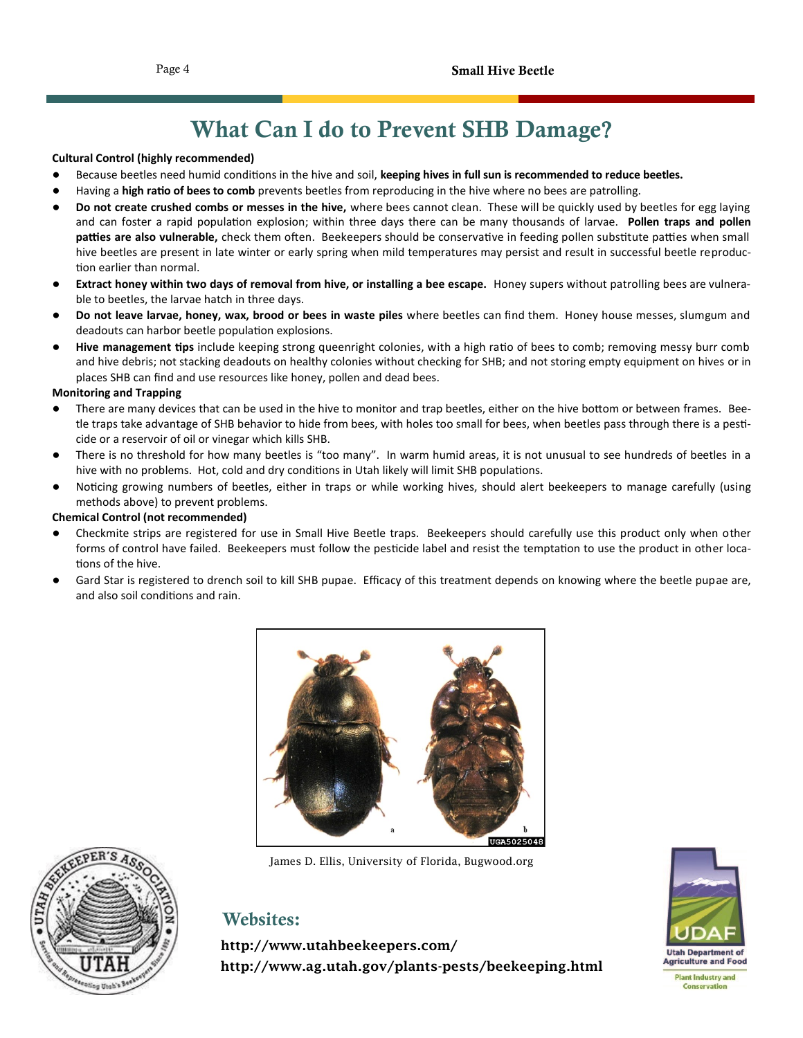# What Can I do to Prevent SHB Damage?

**Cultural Control (highly recommended)**

- Because beetles need humid conditions in the hive and soil, **keeping hives in full sun is recommended to reduce beetles.**
- Having a **high ratio of bees to comb** prevents beetles from reproducing in the hive where no bees are patrolling.
- **Do not create crushed combs or messes in the hive,** where bees cannot clean. These will be quickly used by beetles for egg laying and can foster a rapid population explosion; within three days there can be many thousands of larvae. **Pollen traps and pollen patties are also vulnerable,** check them often. Beekeepers should be conservative in feeding pollen substitute patties when small hive beetles are present in late winter or early spring when mild temperatures may persist and result in successful beetle reproduction earlier than normal.
- **Extract honey within two days of removal from hive, or installing a bee escape.** Honey supers without patrolling bees are vulnerable to beetles, the larvae hatch in three days.
- **Do not leave larvae, honey, wax, brood or bees in waste piles** where beetles can find them. Honey house messes, slumgum and deadouts can harbor beetle population explosions.
- **Hive management tips** include keeping strong queenright colonies, with a high ratio of bees to comb; removing messy burr comb and hive debris; not stacking deadouts on healthy colonies without checking for SHB; and not storing empty equipment on hives or in places SHB can find and use resources like honey, pollen and dead bees.

**Monitoring and Trapping**

- There are many devices that can be used in the hive to monitor and trap beetles, either on the hive bottom or between frames. Beetle traps take advantage of SHB behavior to hide from bees, with holes too small for bees, when beetles pass through there is a pesticide or a reservoir of oil or vinegar which kills SHB.
- There is no threshold for how many beetles is "too many". In warm humid areas, it is not unusual to see hundreds of beetles in a hive with no problems. Hot, cold and dry conditions in Utah likely will limit SHB populations.
- Noticing growing numbers of beetles, either in traps or while working hives, should alert beekeepers to manage carefully (using methods above) to prevent problems.

**Chemical Control (not recommended)**

- Checkmite strips are registered for use in Small Hive Beetle traps. Beekeepers should carefully use this product only when other forms of control have failed. Beekeepers must follow the pesticide label and resist the temptation to use the product in other locations of the hive.
- Gard Star is registered to drench soil to kill SHB pupae. Efficacy of this treatment depends on knowing where the beetle pupae are, and also soil conditions and rain.

a b UGA5025048

James D. Ellis, University of Florida, Bugwood.org

## Websites:

**http://www.utahbeekeepers.com/**

**http://www.ag.utah.gov/plants-pests/beekeeping.html**

Utah Beekeeper's Association — Serving and Representing Utah's Beekeepers Since 1892

UDAF — Utah Department of Agriculture and Food — Plant Industry and Conservation